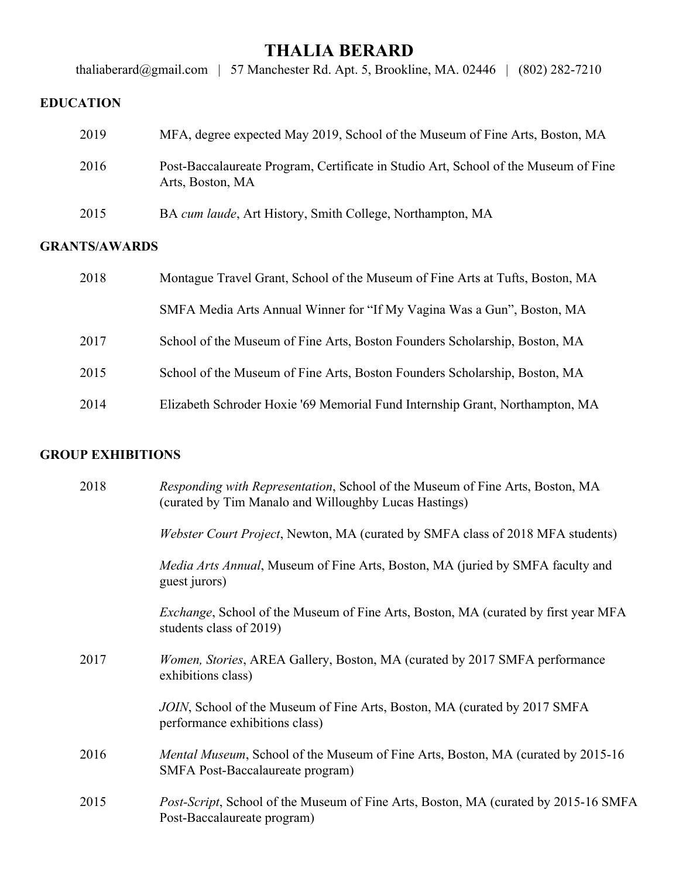# THALIA BERARD

thaliaberard@gmail.com | 57 Manchester Rd. Apt. 5, Brookline, MA. 02446 | (802) 282-7210

## EDUCATION

2019 MFA, degree expected May 2019, School of the Museum of Fine Arts, Boston, MA

2016 Post-Baccalaureate Program, Certificate in Studio Art, School of the Museum of Fine Arts, Boston, MA

2015 BA *cum laude*, Art History, Smith College, Northampton, MA

## GRANTS/AWARDS

2018 Montague Travel Grant, School of the Museum of Fine Arts at Tufts, Boston, MA

SMFA Media Arts Annual Winner for "If My Vagina Was a Gun", Boston, MA

2017 School of the Museum of Fine Arts, Boston Founders Scholarship, Boston, MA

2015 School of the Museum of Fine Arts, Boston Founders Scholarship, Boston, MA

2014 Elizabeth Schroder Hoxie '69 Memorial Fund Internship Grant, Northampton, MA

## GROUP EXHIBITIONS

2018 *Responding with Representation*, School of the Museum of Fine Arts, Boston, MA (curated by Tim Manalo and Willoughby Lucas Hastings)

*Webster Court Project*, Newton, MA (curated by SMFA class of 2018 MFA students)

*Media Arts Annual*, Museum of Fine Arts, Boston, MA (juried by SMFA faculty and guest jurors)

*Exchange*, School of the Museum of Fine Arts, Boston, MA (curated by first year MFA students class of 2019)

2017 *Women, Stories*, AREA Gallery, Boston, MA (curated by 2017 SMFA performance exhibitions class)

*JOIN*, School of the Museum of Fine Arts, Boston, MA (curated by 2017 SMFA performance exhibitions class)

2016 *Mental Museum*, School of the Museum of Fine Arts, Boston, MA (curated by 2015-16 SMFA Post-Baccalaureate program)

2015 *Post-Script*, School of the Museum of Fine Arts, Boston, MA (curated by 2015-16 SMFA Post-Baccalaureate program)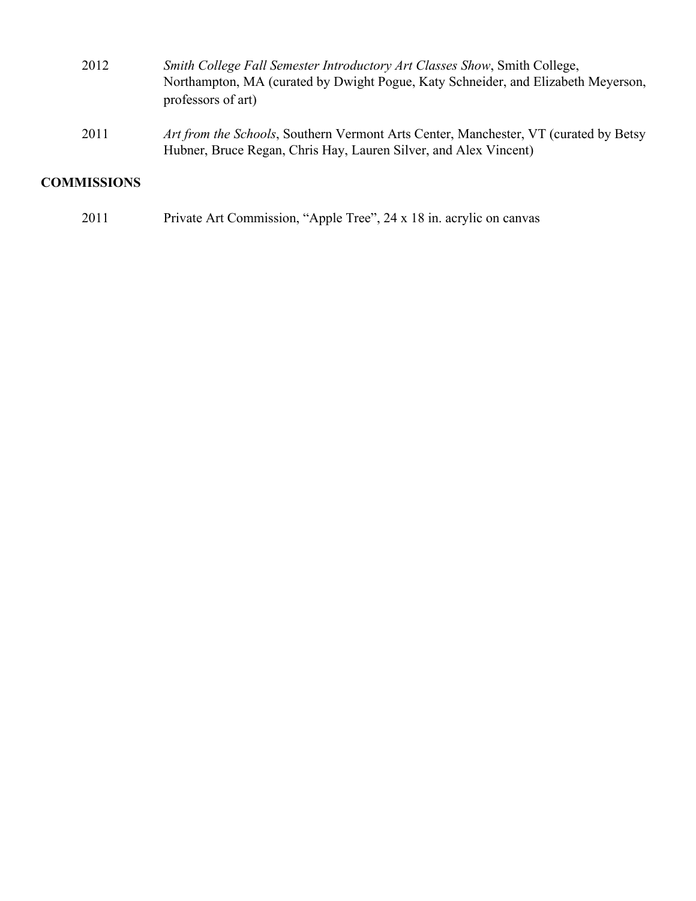2012 *Smith College Fall Semester Introductory Art Classes Show*, Smith College, Northampton, MA (curated by Dwight Pogue, Katy Schneider, and Elizabeth Meyerson, professors of art)

2011 *Art from the Schools*, Southern Vermont Arts Center, Manchester, VT (curated by Betsy Hubner, Bruce Regan, Chris Hay, Lauren Silver, and Alex Vincent)

**COMMISSIONS**

2011 Private Art Commission, "Apple Tree", 24 x 18 in. acrylic on canvas